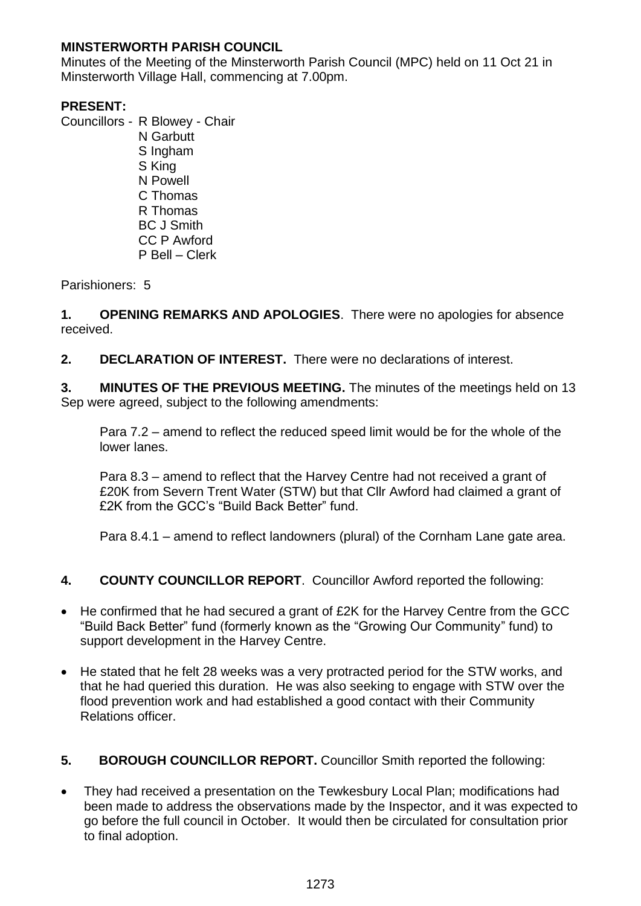**MINSTERWORTH PARISH COUNCIL**

Minutes of the Meeting of the Minsterworth Parish Council (MPC) held on 11 Oct 21 in Minsterworth Village Hall, commencing at 7.00pm.

**PRESENT:**

Councillors - R Blowey - Chair
N Garbutt
S Ingham
S King
N Powell
C Thomas
R Thomas
BC J Smith
CC P Awford
P Bell – Clerk

Parishioners: 5

**1. OPENING REMARKS AND APOLOGIES**. There were no apologies for absence received.

**2. DECLARATION OF INTEREST.** There were no declarations of interest.

**3. MINUTES OF THE PREVIOUS MEETING.** The minutes of the meetings held on 13 Sep were agreed, subject to the following amendments:

Para 7.2 – amend to reflect the reduced speed limit would be for the whole of the lower lanes.

Para 8.3 – amend to reflect that the Harvey Centre had not received a grant of £20K from Severn Trent Water (STW) but that Cllr Awford had claimed a grant of £2K from the GCC's "Build Back Better" fund.

Para 8.4.1 – amend to reflect landowners (plural) of the Cornham Lane gate area.

**4. COUNTY COUNCILLOR REPORT**. Councillor Awford reported the following:

- He confirmed that he had secured a grant of £2K for the Harvey Centre from the GCC "Build Back Better" fund (formerly known as the "Growing Our Community" fund) to support development in the Harvey Centre.
- He stated that he felt 28 weeks was a very protracted period for the STW works, and that he had queried this duration. He was also seeking to engage with STW over the flood prevention work and had established a good contact with their Community Relations officer.

**5. BOROUGH COUNCILLOR REPORT.** Councillor Smith reported the following:

- They had received a presentation on the Tewkesbury Local Plan; modifications had been made to address the observations made by the Inspector, and it was expected to go before the full council in October. It would then be circulated for consultation prior to final adoption.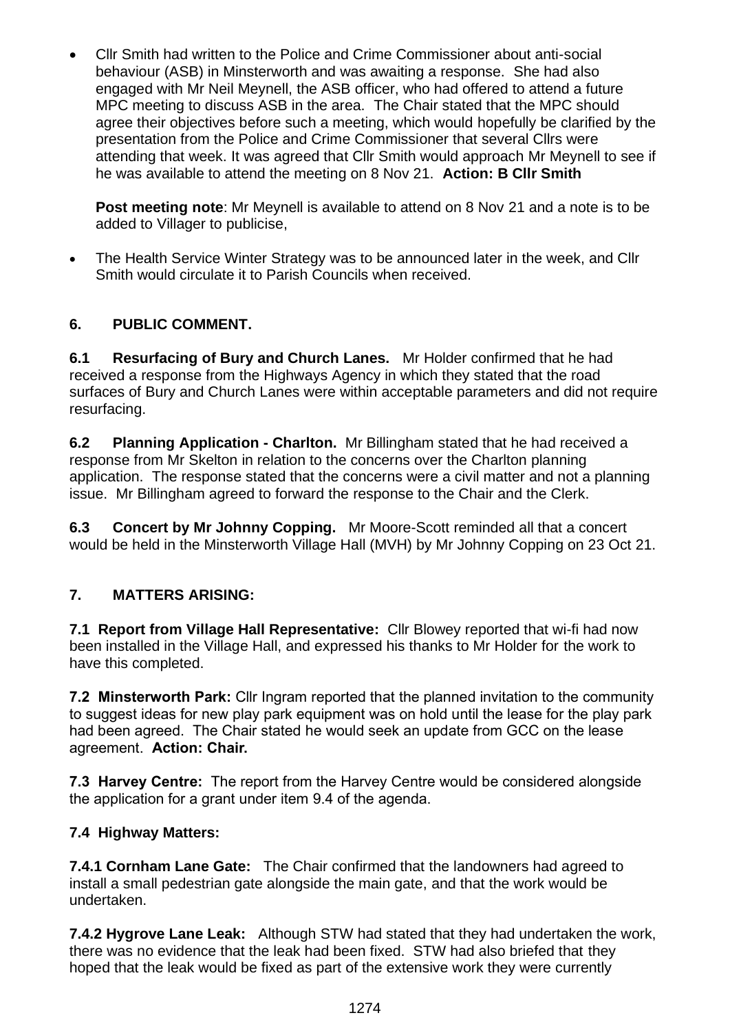- Cllr Smith had written to the Police and Crime Commissioner about anti-social behaviour (ASB) in Minsterworth and was awaiting a response. She had also engaged with Mr Neil Meynell, the ASB officer, who had offered to attend a future MPC meeting to discuss ASB in the area. The Chair stated that the MPC should agree their objectives before such a meeting, which would hopefully be clarified by the presentation from the Police and Crime Commissioner that several Cllrs were attending that week. It was agreed that Cllr Smith would approach Mr Meynell to see if he was available to attend the meeting on 8 Nov 21. **Action: B Cllr Smith**

  **Post meeting note**: Mr Meynell is available to attend on 8 Nov 21 and a note is to be added to Villager to publicise,

- The Health Service Winter Strategy was to be announced later in the week, and Cllr Smith would circulate it to Parish Councils when received.

## 6. PUBLIC COMMENT.

**6.1 Resurfacing of Bury and Church Lanes.** Mr Holder confirmed that he had received a response from the Highways Agency in which they stated that the road surfaces of Bury and Church Lanes were within acceptable parameters and did not require resurfacing.

**6.2 Planning Application - Charlton.** Mr Billingham stated that he had received a response from Mr Skelton in relation to the concerns over the Charlton planning application. The response stated that the concerns were a civil matter and not a planning issue. Mr Billingham agreed to forward the response to the Chair and the Clerk.

**6.3 Concert by Mr Johnny Copping.** Mr Moore-Scott reminded all that a concert would be held in the Minsterworth Village Hall (MVH) by Mr Johnny Copping on 23 Oct 21.

## 7. MATTERS ARISING:

**7.1 Report from Village Hall Representative:** Cllr Blowey reported that wi-fi had now been installed in the Village Hall, and expressed his thanks to Mr Holder for the work to have this completed.

**7.2 Minsterworth Park:** Cllr Ingram reported that the planned invitation to the community to suggest ideas for new play park equipment was on hold until the lease for the play park had been agreed. The Chair stated he would seek an update from GCC on the lease agreement. **Action: Chair.**

**7.3 Harvey Centre:** The report from the Harvey Centre would be considered alongside the application for a grant under item 9.4 of the agenda.

**7.4 Highway Matters:**

**7.4.1 Cornham Lane Gate:** The Chair confirmed that the landowners had agreed to install a small pedestrian gate alongside the main gate, and that the work would be undertaken.

**7.4.2 Hygrove Lane Leak:** Although STW had stated that they had undertaken the work, there was no evidence that the leak had been fixed. STW had also briefed that they hoped that the leak would be fixed as part of the extensive work they were currently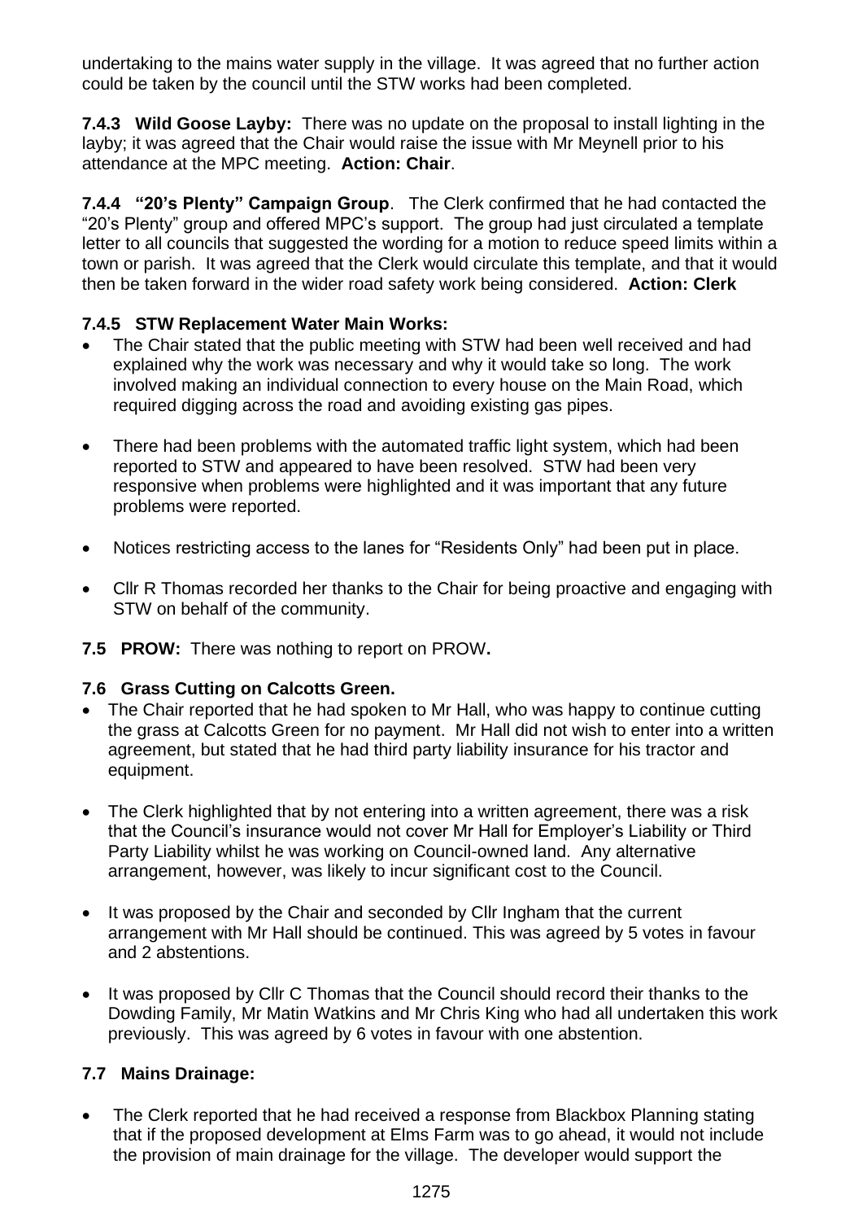undertaking to the mains water supply in the village. It was agreed that no further action could be taken by the council until the STW works had been completed.

**7.4.3 Wild Goose Layby:** There was no update on the proposal to install lighting in the layby; it was agreed that the Chair would raise the issue with Mr Meynell prior to his attendance at the MPC meeting. **Action: Chair**.

**7.4.4 "20's Plenty" Campaign Group**. The Clerk confirmed that he had contacted the "20's Plenty" group and offered MPC's support. The group had just circulated a template letter to all councils that suggested the wording for a motion to reduce speed limits within a town or parish. It was agreed that the Clerk would circulate this template, and that it would then be taken forward in the wider road safety work being considered. **Action: Clerk**

**7.4.5 STW Replacement Water Main Works:**

- The Chair stated that the public meeting with STW had been well received and had explained why the work was necessary and why it would take so long. The work involved making an individual connection to every house on the Main Road, which required digging across the road and avoiding existing gas pipes.

- There had been problems with the automated traffic light system, which had been reported to STW and appeared to have been resolved. STW had been very responsive when problems were highlighted and it was important that any future problems were reported.

- Notices restricting access to the lanes for "Residents Only" had been put in place.

- Cllr R Thomas recorded her thanks to the Chair for being proactive and engaging with STW on behalf of the community.

**7.5 PROW:** There was nothing to report on PROW**.**

**7.6 Grass Cutting on Calcotts Green.**

- The Chair reported that he had spoken to Mr Hall, who was happy to continue cutting the grass at Calcotts Green for no payment. Mr Hall did not wish to enter into a written agreement, but stated that he had third party liability insurance for his tractor and equipment.

- The Clerk highlighted that by not entering into a written agreement, there was a risk that the Council's insurance would not cover Mr Hall for Employer's Liability or Third Party Liability whilst he was working on Council-owned land. Any alternative arrangement, however, was likely to incur significant cost to the Council.

- It was proposed by the Chair and seconded by Cllr Ingham that the current arrangement with Mr Hall should be continued. This was agreed by 5 votes in favour and 2 abstentions.

- It was proposed by Cllr C Thomas that the Council should record their thanks to the Dowding Family, Mr Matin Watkins and Mr Chris King who had all undertaken this work previously. This was agreed by 6 votes in favour with one abstention.

**7.7 Mains Drainage:**

- The Clerk reported that he had received a response from Blackbox Planning stating that if the proposed development at Elms Farm was to go ahead, it would not include the provision of main drainage for the village. The developer would support the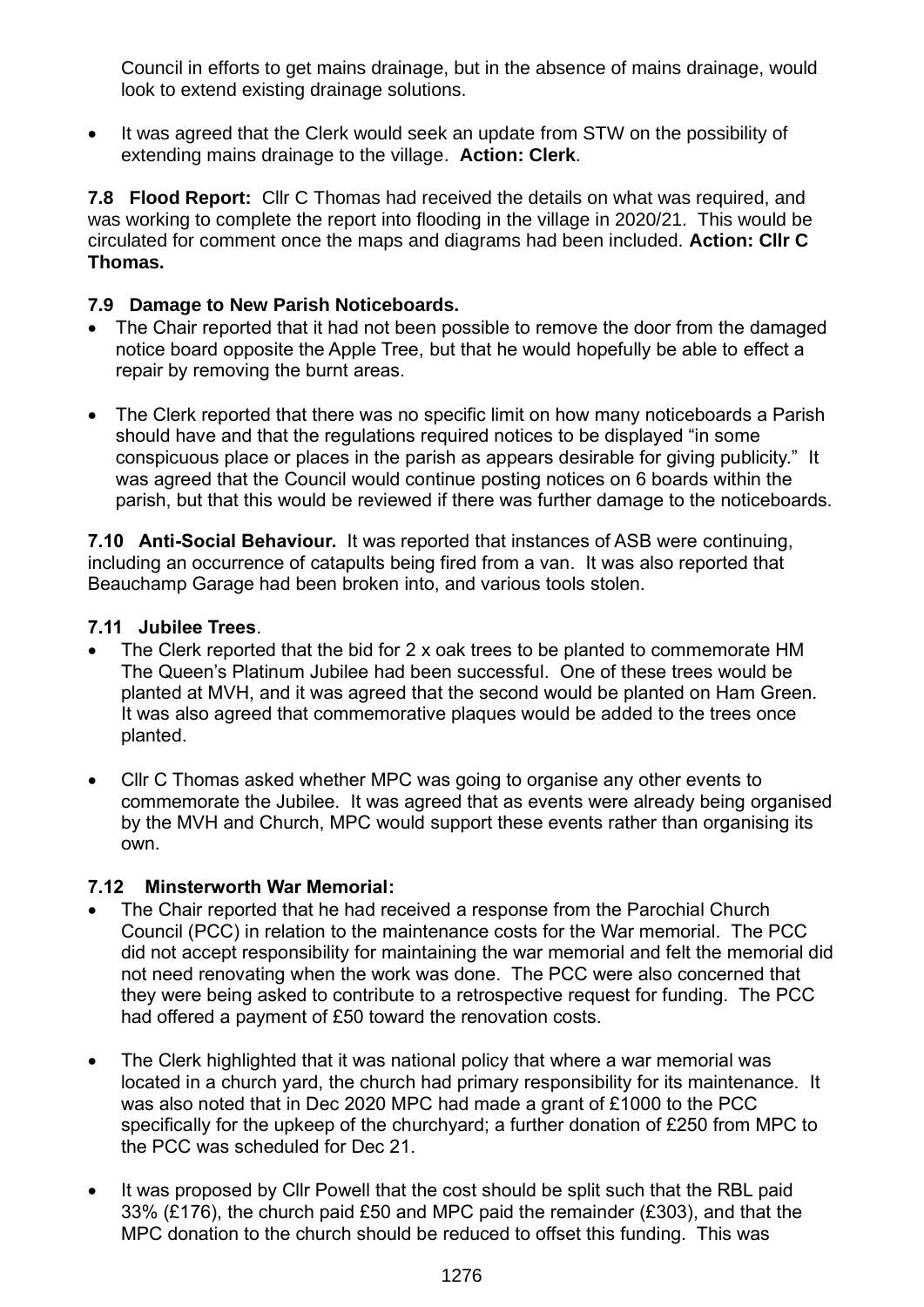Council in efforts to get mains drainage, but in the absence of mains drainage, would look to extend existing drainage solutions.

- It was agreed that the Clerk would seek an update from STW on the possibility of extending mains drainage to the village. **Action: Clerk**.

**7.8 Flood Report:** Cllr C Thomas had received the details on what was required, and was working to complete the report into flooding in the village in 2020/21. This would be circulated for comment once the maps and diagrams had been included. **Action: Cllr C Thomas.**

**7.9 Damage to New Parish Noticeboards.**

- The Chair reported that it had not been possible to remove the door from the damaged notice board opposite the Apple Tree, but that he would hopefully be able to effect a repair by removing the burnt areas.

- The Clerk reported that there was no specific limit on how many noticeboards a Parish should have and that the regulations required notices to be displayed "in some conspicuous place or places in the parish as appears desirable for giving publicity." It was agreed that the Council would continue posting notices on 6 boards within the parish, but that this would be reviewed if there was further damage to the noticeboards.

**7.10 Anti-Social Behaviour.** It was reported that instances of ASB were continuing, including an occurrence of catapults being fired from a van. It was also reported that Beauchamp Garage had been broken into, and various tools stolen.

**7.11 Jubilee Trees**.

- The Clerk reported that the bid for 2 x oak trees to be planted to commemorate HM The Queen's Platinum Jubilee had been successful. One of these trees would be planted at MVH, and it was agreed that the second would be planted on Ham Green. It was also agreed that commemorative plaques would be added to the trees once planted.

- Cllr C Thomas asked whether MPC was going to organise any other events to commemorate the Jubilee. It was agreed that as events were already being organised by the MVH and Church, MPC would support these events rather than organising its own.

**7.12 Minsterworth War Memorial:**

- The Chair reported that he had received a response from the Parochial Church Council (PCC) in relation to the maintenance costs for the War memorial. The PCC did not accept responsibility for maintaining the war memorial and felt the memorial did not need renovating when the work was done. The PCC were also concerned that they were being asked to contribute to a retrospective request for funding. The PCC had offered a payment of £50 toward the renovation costs.

- The Clerk highlighted that it was national policy that where a war memorial was located in a church yard, the church had primary responsibility for its maintenance. It was also noted that in Dec 2020 MPC had made a grant of £1000 to the PCC specifically for the upkeep of the churchyard; a further donation of £250 from MPC to the PCC was scheduled for Dec 21.

- It was proposed by Cllr Powell that the cost should be split such that the RBL paid 33% (£176), the church paid £50 and MPC paid the remainder (£303), and that the MPC donation to the church should be reduced to offset this funding. This was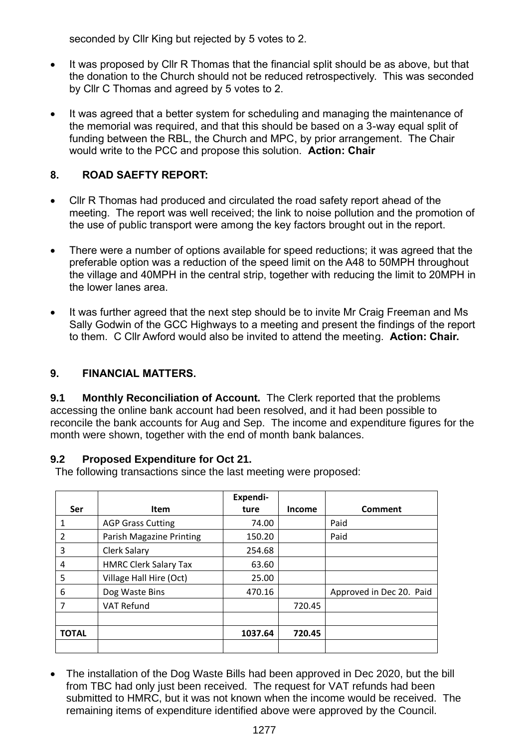seconded by Cllr King but rejected by 5 votes to 2.

- It was proposed by Cllr R Thomas that the financial split should be as above, but that the donation to the Church should not be reduced retrospectively. This was seconded by Cllr C Thomas and agreed by 5 votes to 2.

- It was agreed that a better system for scheduling and managing the maintenance of the memorial was required, and that this should be based on a 3-way equal split of funding between the RBL, the Church and MPC, by prior arrangement. The Chair would write to the PCC and propose this solution. **Action: Chair**

## 8. ROAD SAEFTY REPORT:

- Cllr R Thomas had produced and circulated the road safety report ahead of the meeting. The report was well received; the link to noise pollution and the promotion of the use of public transport were among the key factors brought out in the report.

- There were a number of options available for speed reductions; it was agreed that the preferable option was a reduction of the speed limit on the A48 to 50MPH throughout the village and 40MPH in the central strip, together with reducing the limit to 20MPH in the lower lanes area.

- It was further agreed that the next step should be to invite Mr Craig Freeman and Ms Sally Godwin of the GCC Highways to a meeting and present the findings of the report to them. C Cllr Awford would also be invited to attend the meeting. **Action: Chair.**

## 9. FINANCIAL MATTERS.

**9.1 Monthly Reconciliation of Account.** The Clerk reported that the problems accessing the online bank account had been resolved, and it had been possible to reconcile the bank accounts for Aug and Sep. The income and expenditure figures for the month were shown, together with the end of month bank balances.

**9.2 Proposed Expenditure for Oct 21.**
The following transactions since the last meeting were proposed:

| Ser | Item | Expendi-ture | Income | Comment |
|---|---|---|---|---|
| 1 | AGP Grass Cutting | 74.00 | | Paid |
| 2 | Parish Magazine Printing | 150.20 | | Paid |
| 3 | Clerk Salary | 254.68 | | |
| 4 | HMRC Clerk Salary Tax | 63.60 | | |
| 5 | Village Hall Hire (Oct) | 25.00 | | |
| 6 | Dog Waste Bins | 470.16 | | Approved in Dec 20. Paid |
| 7 | VAT Refund | | 720.45 | |
| | | | | |
| **TOTAL** | | **1037.64** | **720.45** | |
| | | | | |

- The installation of the Dog Waste Bills had been approved in Dec 2020, but the bill from TBC had only just been received. The request for VAT refunds had been submitted to HMRC, but it was not known when the income would be received. The remaining items of expenditure identified above were approved by the Council.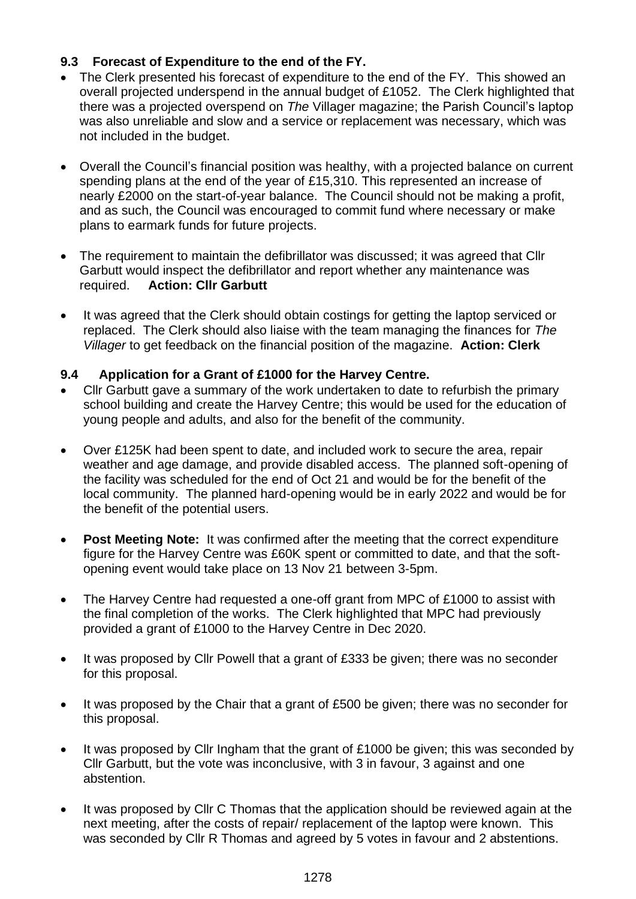### 9.3 Forecast of Expenditure to the end of the FY.

- The Clerk presented his forecast of expenditure to the end of the FY. This showed an overall projected underspend in the annual budget of £1052. The Clerk highlighted that there was a projected overspend on *The* Villager magazine; the Parish Council's laptop was also unreliable and slow and a service or replacement was necessary, which was not included in the budget.

- Overall the Council's financial position was healthy, with a projected balance on current spending plans at the end of the year of £15,310. This represented an increase of nearly £2000 on the start-of-year balance. The Council should not be making a profit, and as such, the Council was encouraged to commit fund where necessary or make plans to earmark funds for future projects.

- The requirement to maintain the defibrillator was discussed; it was agreed that Cllr Garbutt would inspect the defibrillator and report whether any maintenance was required. **Action: Cllr Garbutt**

- It was agreed that the Clerk should obtain costings for getting the laptop serviced or replaced. The Clerk should also liaise with the team managing the finances for *The Villager* to get feedback on the financial position of the magazine. **Action: Clerk**

### 9.4 Application for a Grant of £1000 for the Harvey Centre.

- Cllr Garbutt gave a summary of the work undertaken to date to refurbish the primary school building and create the Harvey Centre; this would be used for the education of young people and adults, and also for the benefit of the community.

- Over £125K had been spent to date, and included work to secure the area, repair weather and age damage, and provide disabled access. The planned soft-opening of the facility was scheduled for the end of Oct 21 and would be for the benefit of the local community. The planned hard-opening would be in early 2022 and would be for the benefit of the potential users.

- **Post Meeting Note:** It was confirmed after the meeting that the correct expenditure figure for the Harvey Centre was £60K spent or committed to date, and that the soft-opening event would take place on 13 Nov 21 between 3-5pm.

- The Harvey Centre had requested a one-off grant from MPC of £1000 to assist with the final completion of the works. The Clerk highlighted that MPC had previously provided a grant of £1000 to the Harvey Centre in Dec 2020.

- It was proposed by Cllr Powell that a grant of £333 be given; there was no seconder for this proposal.

- It was proposed by the Chair that a grant of £500 be given; there was no seconder for this proposal.

- It was proposed by Cllr Ingham that the grant of £1000 be given; this was seconded by Cllr Garbutt, but the vote was inconclusive, with 3 in favour, 3 against and one abstention.

- It was proposed by Cllr C Thomas that the application should be reviewed again at the next meeting, after the costs of repair/ replacement of the laptop were known. This was seconded by Cllr R Thomas and agreed by 5 votes in favour and 2 abstentions.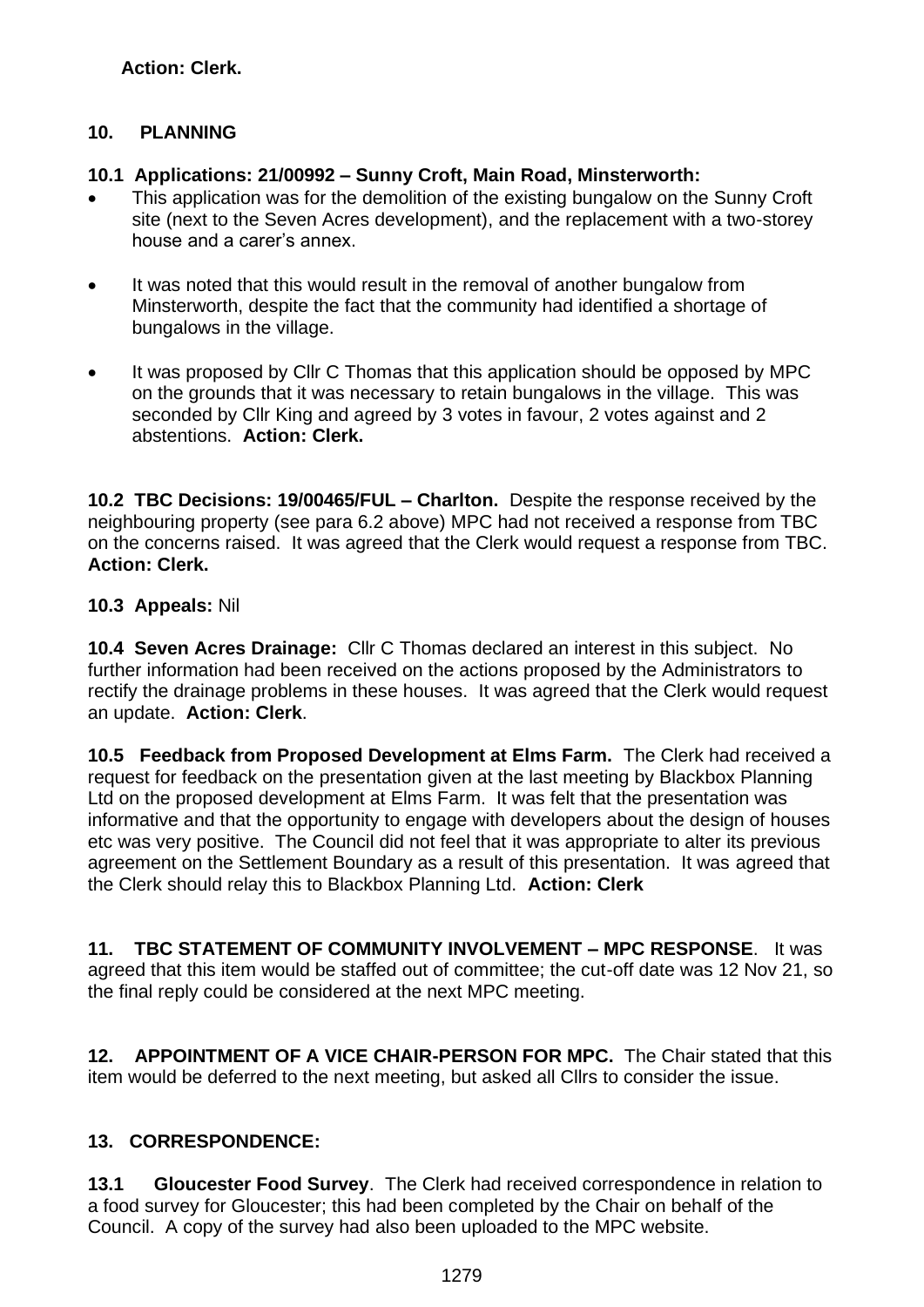**Action: Clerk.**

## 10. PLANNING

**10.1 Applications: 21/00992 – Sunny Croft, Main Road, Minsterworth:**

- This application was for the demolition of the existing bungalow on the Sunny Croft site (next to the Seven Acres development), and the replacement with a two-storey house and a carer's annex.
- It was noted that this would result in the removal of another bungalow from Minsterworth, despite the fact that the community had identified a shortage of bungalows in the village.
- It was proposed by Cllr C Thomas that this application should be opposed by MPC on the grounds that it was necessary to retain bungalows in the village. This was seconded by Cllr King and agreed by 3 votes in favour, 2 votes against and 2 abstentions. **Action: Clerk.**

**10.2 TBC Decisions: 19/00465/FUL – Charlton.** Despite the response received by the neighbouring property (see para 6.2 above) MPC had not received a response from TBC on the concerns raised. It was agreed that the Clerk would request a response from TBC. **Action: Clerk.**

**10.3 Appeals:** Nil

**10.4 Seven Acres Drainage:** Cllr C Thomas declared an interest in this subject. No further information had been received on the actions proposed by the Administrators to rectify the drainage problems in these houses. It was agreed that the Clerk would request an update. **Action: Clerk**.

**10.5 Feedback from Proposed Development at Elms Farm.** The Clerk had received a request for feedback on the presentation given at the last meeting by Blackbox Planning Ltd on the proposed development at Elms Farm. It was felt that the presentation was informative and that the opportunity to engage with developers about the design of houses etc was very positive. The Council did not feel that it was appropriate to alter its previous agreement on the Settlement Boundary as a result of this presentation. It was agreed that the Clerk should relay this to Blackbox Planning Ltd. **Action: Clerk**

**11. TBC STATEMENT OF COMMUNITY INVOLVEMENT – MPC RESPONSE**. It was agreed that this item would be staffed out of committee; the cut-off date was 12 Nov 21, so the final reply could be considered at the next MPC meeting.

**12. APPOINTMENT OF A VICE CHAIR-PERSON FOR MPC.** The Chair stated that this item would be deferred to the next meeting, but asked all Cllrs to consider the issue.

## 13. CORRESPONDENCE:

**13.1 Gloucester Food Survey**. The Clerk had received correspondence in relation to a food survey for Gloucester; this had been completed by the Chair on behalf of the Council. A copy of the survey had also been uploaded to the MPC website.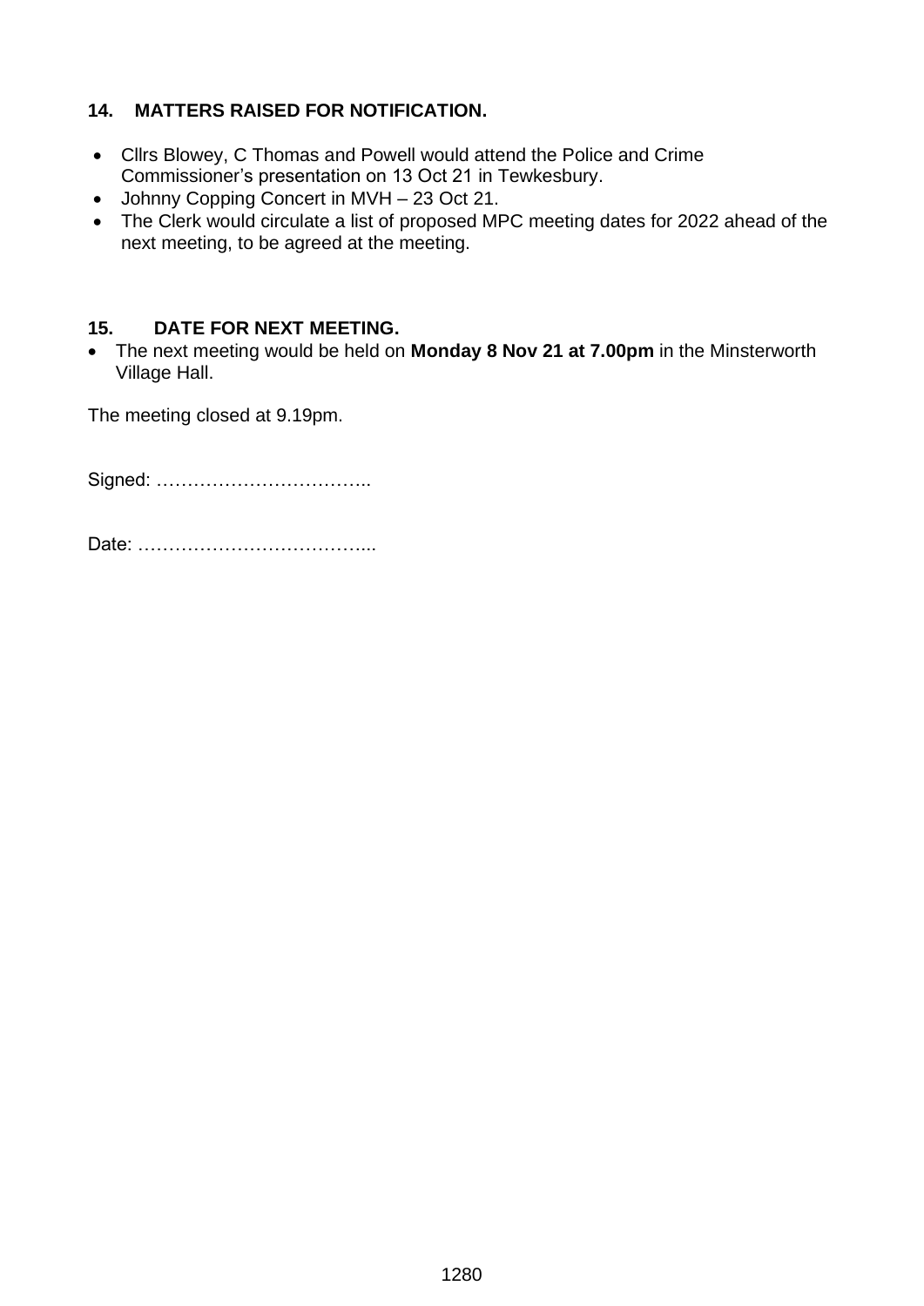### 14. MATTERS RAISED FOR NOTIFICATION.

- Cllrs Blowey, C Thomas and Powell would attend the Police and Crime Commissioner's presentation on 13 Oct 21 in Tewkesbury.
- Johnny Copping Concert in MVH – 23 Oct 21.
- The Clerk would circulate a list of proposed MPC meeting dates for 2022 ahead of the next meeting, to be agreed at the meeting.

### 15. DATE FOR NEXT MEETING.

- The next meeting would be held on **Monday 8 Nov 21 at 7.00pm** in the Minsterworth Village Hall.

The meeting closed at 9.19pm.

Signed: ……………………………..

Date: ………………………………...